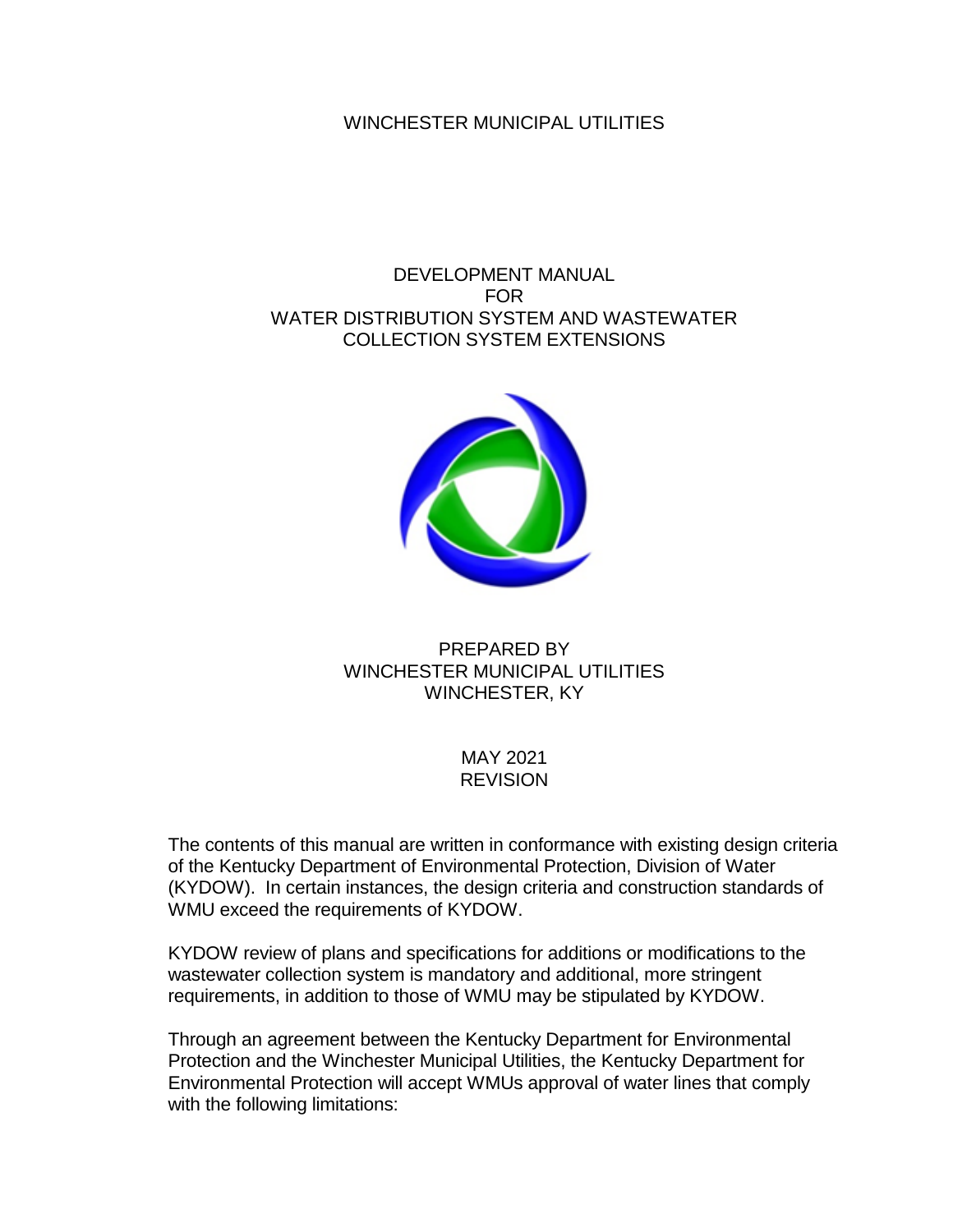WINCHESTER MUNICIPAL UTILITIES

# DEVELOPMENT MANUAL FOR WATER DISTRIBUTION SYSTEM AND WASTEWATER COLLECTION SYSTEM EXTENSIONS

PREPARED BY
WINCHESTER MUNICIPAL UTILITIES
WINCHESTER, KY

MAY 2021
REVISION

The contents of this manual are written in conformance with existing design criteria of the Kentucky Department of Environmental Protection, Division of Water (KYDOW). In certain instances, the design criteria and construction standards of WMU exceed the requirements of KYDOW.

KYDOW review of plans and specifications for additions or modifications to the wastewater collection system is mandatory and additional, more stringent requirements, in addition to those of WMU may be stipulated by KYDOW.

Through an agreement between the Kentucky Department for Environmental Protection and the Winchester Municipal Utilities, the Kentucky Department for Environmental Protection will accept WMUs approval of water lines that comply with the following limitations: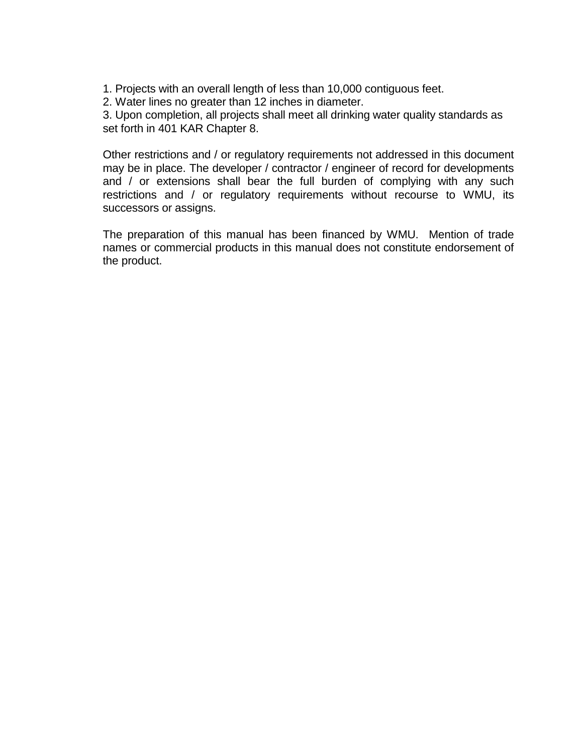1. Projects with an overall length of less than 10,000 contiguous feet.
2. Water lines no greater than 12 inches in diameter.
3. Upon completion, all projects shall meet all drinking water quality standards as set forth in 401 KAR Chapter 8.

Other restrictions and / or regulatory requirements not addressed in this document may be in place. The developer / contractor / engineer of record for developments and / or extensions shall bear the full burden of complying with any such restrictions and / or regulatory requirements without recourse to WMU, its successors or assigns.

The preparation of this manual has been financed by WMU. Mention of trade names or commercial products in this manual does not constitute endorsement of the product.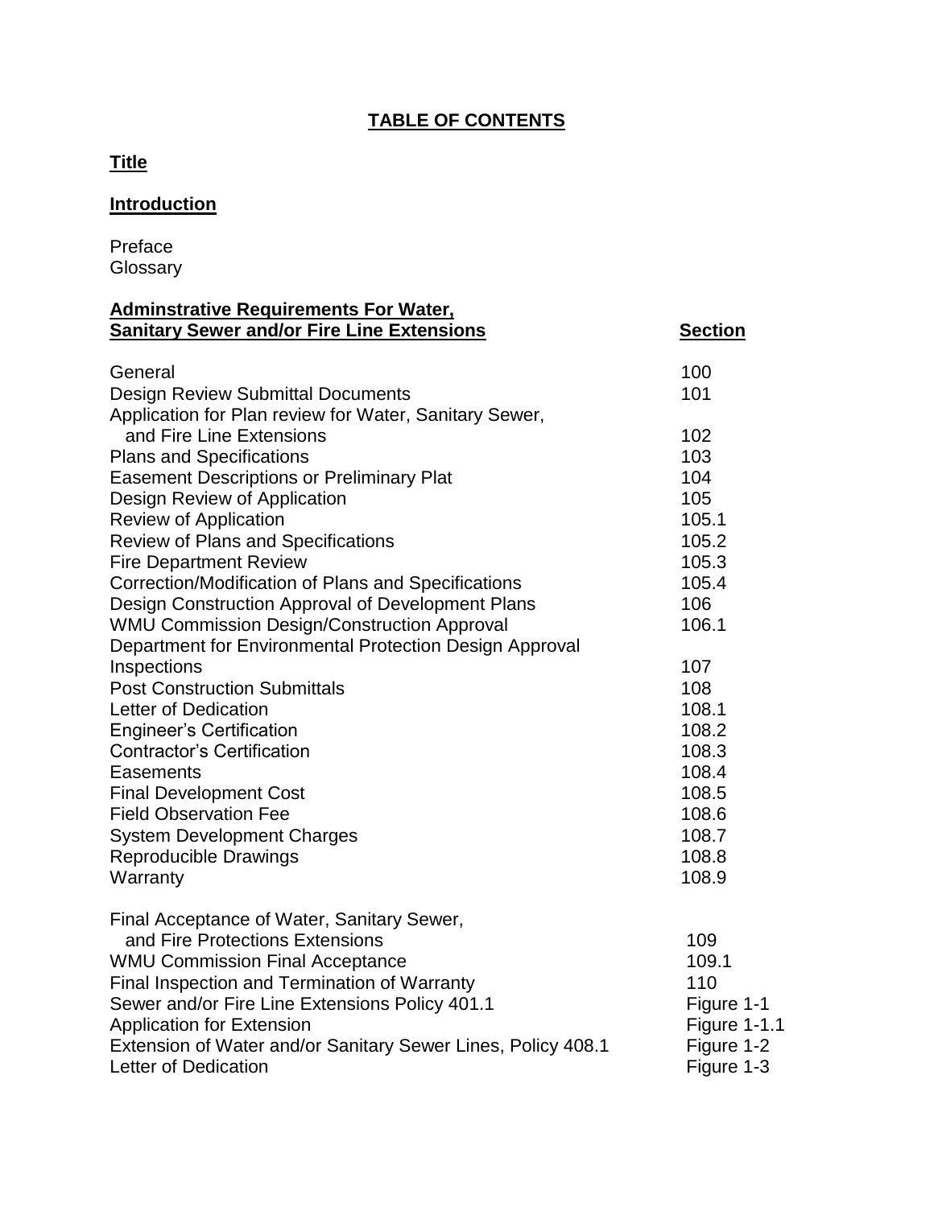# TABLE OF CONTENTS

**Title**

**Introduction**

Preface
Glossary

| **Adminstrative Requirements For Water, Sanitary Sewer and/or Fire Line Extensions** | **Section** |
|---|---|
| General | 100 |
| Design Review Submittal Documents | 101 |
| Application for Plan review for Water, Sanitary Sewer, and Fire Line Extensions | 102 |
| Plans and Specifications | 103 |
| Easement Descriptions or Preliminary Plat | 104 |
| Design Review of Application | 105 |
| Review of Application | 105.1 |
| Review of Plans and Specifications | 105.2 |
| Fire Department Review | 105.3 |
| Correction/Modification of Plans and Specifications | 105.4 |
| Design Construction Approval of Development Plans | 106 |
| WMU Commission Design/Construction Approval | 106.1 |
| Department for Environmental Protection Design Approval | |
| Inspections | 107 |
| Post Construction Submittals | 108 |
| Letter of Dedication | 108.1 |
| Engineer's Certification | 108.2 |
| Contractor's Certification | 108.3 |
| Easements | 108.4 |
| Final Development Cost | 108.5 |
| Field Observation Fee | 108.6 |
| System Development Charges | 108.7 |
| Reproducible Drawings | 108.8 |
| Warranty | 108.9 |
| Final Acceptance of Water, Sanitary Sewer, and Fire Protections Extensions | 109 |
| WMU Commission Final Acceptance | 109.1 |
| Final Inspection and Termination of Warranty | 110 |
| Sewer and/or Fire Line Extensions Policy 401.1 | Figure 1-1 |
| Application for Extension | Figure 1-1.1 |
| Extension of Water and/or Sanitary Sewer Lines, Policy 408.1 | Figure 1-2 |
| Letter of Dedication | Figure 1-3 |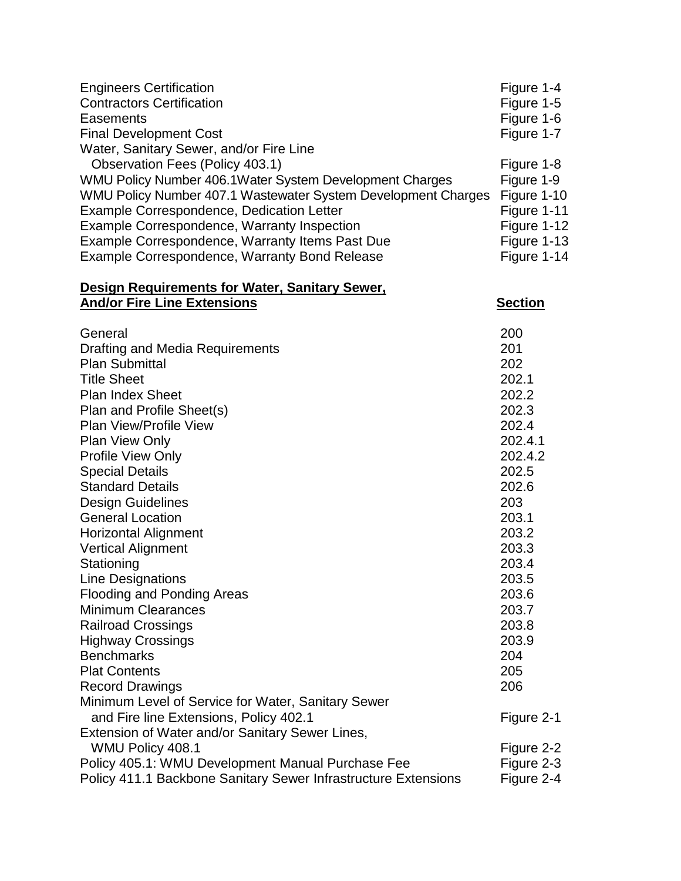| | |
|---|---|
| Engineers Certification | Figure 1-4 |
| Contractors Certification | Figure 1-5 |
| Easements | Figure 1-6 |
| Final Development Cost | Figure 1-7 |
| Water, Sanitary Sewer, and/or Fire Line Observation Fees (Policy 403.1) | Figure 1-8 |
| WMU Policy Number 406.1Water System Development Charges | Figure 1-9 |
| WMU Policy Number 407.1 Wastewater System Development Charges | Figure 1-10 |
| Example Correspondence, Dedication Letter | Figure 1-11 |
| Example Correspondence, Warranty Inspection | Figure 1-12 |
| Example Correspondence, Warranty Items Past Due | Figure 1-13 |
| Example Correspondence, Warranty Bond Release | Figure 1-14 |

| **Design Requirements for Water, Sanitary Sewer, And/or Fire Line Extensions** | **Section** |
|---|---|
| General | 200 |
| Drafting and Media Requirements | 201 |
| Plan Submittal | 202 |
| Title Sheet | 202.1 |
| Plan Index Sheet | 202.2 |
| Plan and Profile Sheet(s) | 202.3 |
| Plan View/Profile View | 202.4 |
| Plan View Only | 202.4.1 |
| Profile View Only | 202.4.2 |
| Special Details | 202.5 |
| Standard Details | 202.6 |
| Design Guidelines | 203 |
| General Location | 203.1 |
| Horizontal Alignment | 203.2 |
| Vertical Alignment | 203.3 |
| Stationing | 203.4 |
| Line Designations | 203.5 |
| Flooding and Ponding Areas | 203.6 |
| Minimum Clearances | 203.7 |
| Railroad Crossings | 203.8 |
| Highway Crossings | 203.9 |
| Benchmarks | 204 |
| Plat Contents | 205 |
| Record Drawings | 206 |
| Minimum Level of Service for Water, Sanitary Sewer and Fire line Extensions, Policy 402.1 | Figure 2-1 |
| Extension of Water and/or Sanitary Sewer Lines, WMU Policy 408.1 | Figure 2-2 |
| Policy 405.1: WMU Development Manual Purchase Fee | Figure 2-3 |
| Policy 411.1 Backbone Sanitary Sewer Infrastructure Extensions | Figure 2-4 |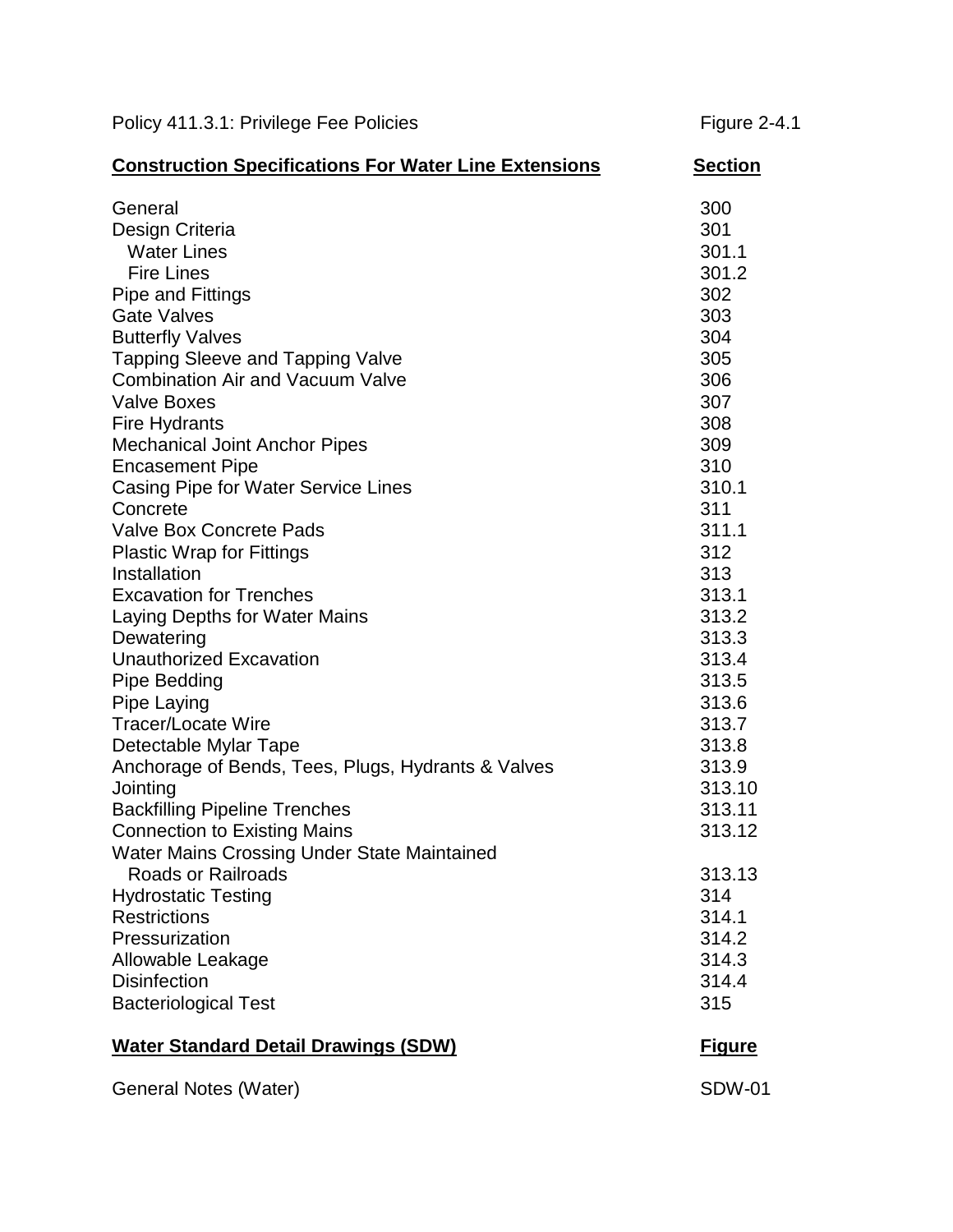Policy 411.3.1: Privilege Fee Policies — Figure 2-4.1

| **Construction Specifications For Water Line Extensions** | **Section** |
|---|---|
| General | 300 |
| Design Criteria | 301 |
| Water Lines | 301.1 |
| Fire Lines | 301.2 |
| Pipe and Fittings | 302 |
| Gate Valves | 303 |
| Butterfly Valves | 304 |
| Tapping Sleeve and Tapping Valve | 305 |
| Combination Air and Vacuum Valve | 306 |
| Valve Boxes | 307 |
| Fire Hydrants | 308 |
| Mechanical Joint Anchor Pipes | 309 |
| Encasement Pipe | 310 |
| Casing Pipe for Water Service Lines | 310.1 |
| Concrete | 311 |
| Valve Box Concrete Pads | 311.1 |
| Plastic Wrap for Fittings | 312 |
| Installation | 313 |
| Excavation for Trenches | 313.1 |
| Laying Depths for Water Mains | 313.2 |
| Dewatering | 313.3 |
| Unauthorized Excavation | 313.4 |
| Pipe Bedding | 313.5 |
| Pipe Laying | 313.6 |
| Tracer/Locate Wire | 313.7 |
| Detectable Mylar Tape | 313.8 |
| Anchorage of Bends, Tees, Plugs, Hydrants & Valves | 313.9 |
| Jointing | 313.10 |
| Backfilling Pipeline Trenches | 313.11 |
| Connection to Existing Mains | 313.12 |
| Water Mains Crossing Under State Maintained Roads or Railroads | 313.13 |
| Hydrostatic Testing | 314 |
| Restrictions | 314.1 |
| Pressurization | 314.2 |
| Allowable Leakage | 314.3 |
| Disinfection | 314.4 |
| Bacteriological Test | 315 |

| **Water Standard Detail Drawings (SDW)** | **Figure** |
|---|---|
| General Notes (Water) | SDW-01 |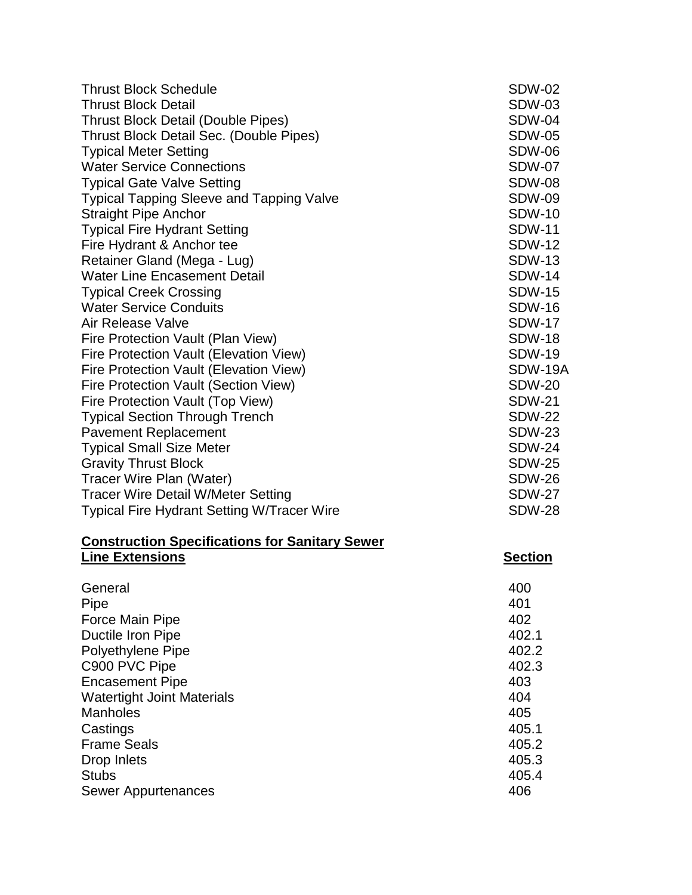| | |
|---|---|
| Thrust Block Schedule | SDW-02 |
| Thrust Block Detail | SDW-03 |
| Thrust Block Detail (Double Pipes) | SDW-04 |
| Thrust Block Detail Sec. (Double Pipes) | SDW-05 |
| Typical Meter Setting | SDW-06 |
| Water Service Connections | SDW-07 |
| Typical Gate Valve Setting | SDW-08 |
| Typical Tapping Sleeve and Tapping Valve | SDW-09 |
| Straight Pipe Anchor | SDW-10 |
| Typical Fire Hydrant Setting | SDW-11 |
| Fire Hydrant & Anchor tee | SDW-12 |
| Retainer Gland (Mega - Lug) | SDW-13 |
| Water Line Encasement Detail | SDW-14 |
| Typical Creek Crossing | SDW-15 |
| Water Service Conduits | SDW-16 |
| Air Release Valve | SDW-17 |
| Fire Protection Vault (Plan View) | SDW-18 |
| Fire Protection Vault (Elevation View) | SDW-19 |
| Fire Protection Vault (Elevation View) | SDW-19A |
| Fire Protection Vault (Section View) | SDW-20 |
| Fire Protection Vault (Top View) | SDW-21 |
| Typical Section Through Trench | SDW-22 |
| Pavement Replacement | SDW-23 |
| Typical Small Size Meter | SDW-24 |
| Gravity Thrust Block | SDW-25 |
| Tracer Wire Plan (Water) | SDW-26 |
| Tracer Wire Detail W/Meter Setting | SDW-27 |
| Typical Fire Hydrant Setting W/Tracer Wire | SDW-28 |

| **Construction Specifications for Sanitary Sewer Line Extensions** | **Section** |
|---|---|
| General | 400 |
| Pipe | 401 |
| Force Main Pipe | 402 |
| Ductile Iron Pipe | 402.1 |
| Polyethylene Pipe | 402.2 |
| C900 PVC Pipe | 402.3 |
| Encasement Pipe | 403 |
| Watertight Joint Materials | 404 |
| Manholes | 405 |
| Castings | 405.1 |
| Frame Seals | 405.2 |
| Drop Inlets | 405.3 |
| Stubs | 405.4 |
| Sewer Appurtenances | 406 |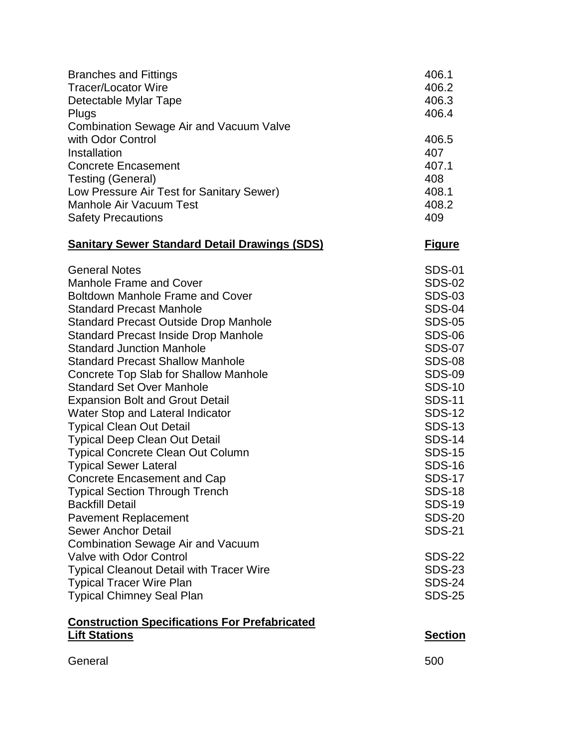| | |
|---|---|
| Branches and Fittings | 406.1 |
| Tracer/Locator Wire | 406.2 |
| Detectable Mylar Tape | 406.3 |
| Plugs | 406.4 |
| Combination Sewage Air and Vacuum Valve with Odor Control | 406.5 |
| Installation | 407 |
| Concrete Encasement | 407.1 |
| Testing (General) | 408 |
| Low Pressure Air Test for Sanitary Sewer) | 408.1 |
| Manhole Air Vacuum Test | 408.2 |
| Safety Precautions | 409 |

| **Sanitary Sewer Standard Detail Drawings (SDS)** | **Figure** |
|---|---|
| General Notes | SDS-01 |
| Manhole Frame and Cover | SDS-02 |
| Boltdown Manhole Frame and Cover | SDS-03 |
| Standard Precast Manhole | SDS-04 |
| Standard Precast Outside Drop Manhole | SDS-05 |
| Standard Precast Inside Drop Manhole | SDS-06 |
| Standard Junction Manhole | SDS-07 |
| Standard Precast Shallow Manhole | SDS-08 |
| Concrete Top Slab for Shallow Manhole | SDS-09 |
| Standard Set Over Manhole | SDS-10 |
| Expansion Bolt and Grout Detail | SDS-11 |
| Water Stop and Lateral Indicator | SDS-12 |
| Typical Clean Out Detail | SDS-13 |
| Typical Deep Clean Out Detail | SDS-14 |
| Typical Concrete Clean Out Column | SDS-15 |
| Typical Sewer Lateral | SDS-16 |
| Concrete Encasement and Cap | SDS-17 |
| Typical Section Through Trench | SDS-18 |
| Backfill Detail | SDS-19 |
| Pavement Replacement | SDS-20 |
| Sewer Anchor Detail | SDS-21 |
| Combination Sewage Air and Vacuum Valve with Odor Control | SDS-22 |
| Typical Cleanout Detail with Tracer Wire | SDS-23 |
| Typical Tracer Wire Plan | SDS-24 |
| Typical Chimney Seal Plan | SDS-25 |

| **Construction Specifications For Prefabricated Lift Stations** | **Section** |
|---|---|
| General | 500 |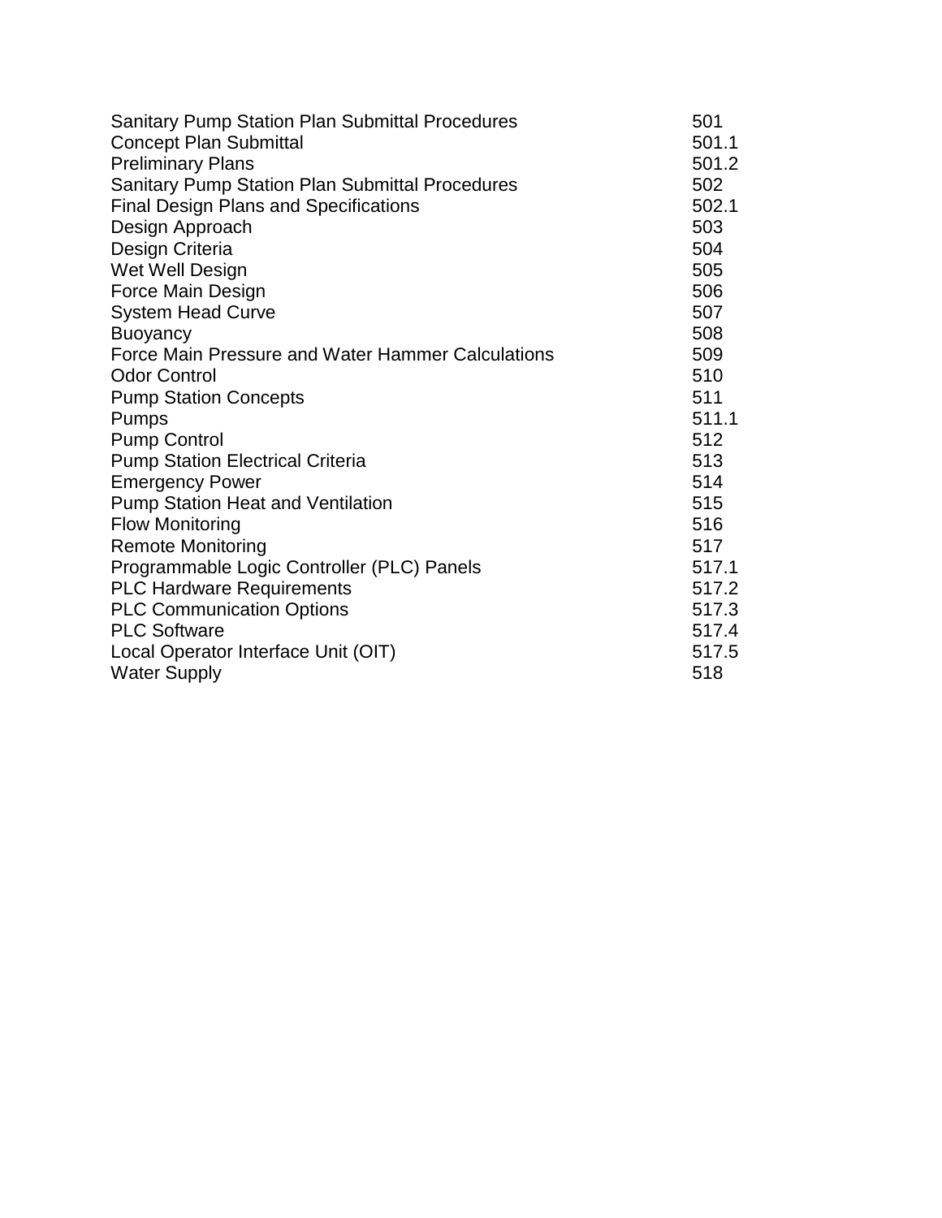| | |
|---|---|
| Sanitary Pump Station Plan Submittal Procedures | 501 |
| Concept Plan Submittal | 501.1 |
| Preliminary Plans | 501.2 |
| Sanitary Pump Station Plan Submittal Procedures | 502 |
| Final Design Plans and Specifications | 502.1 |
| Design Approach | 503 |
| Design Criteria | 504 |
| Wet Well Design | 505 |
| Force Main Design | 506 |
| System Head Curve | 507 |
| Buoyancy | 508 |
| Force Main Pressure and Water Hammer Calculations | 509 |
| Odor Control | 510 |
| Pump Station Concepts | 511 |
| Pumps | 511.1 |
| Pump Control | 512 |
| Pump Station Electrical Criteria | 513 |
| Emergency Power | 514 |
| Pump Station Heat and Ventilation | 515 |
| Flow Monitoring | 516 |
| Remote Monitoring | 517 |
| Programmable Logic Controller (PLC) Panels | 517.1 |
| PLC Hardware Requirements | 517.2 |
| PLC Communication Options | 517.3 |
| PLC Software | 517.4 |
| Local Operator Interface Unit (OIT) | 517.5 |
| Water Supply | 518 |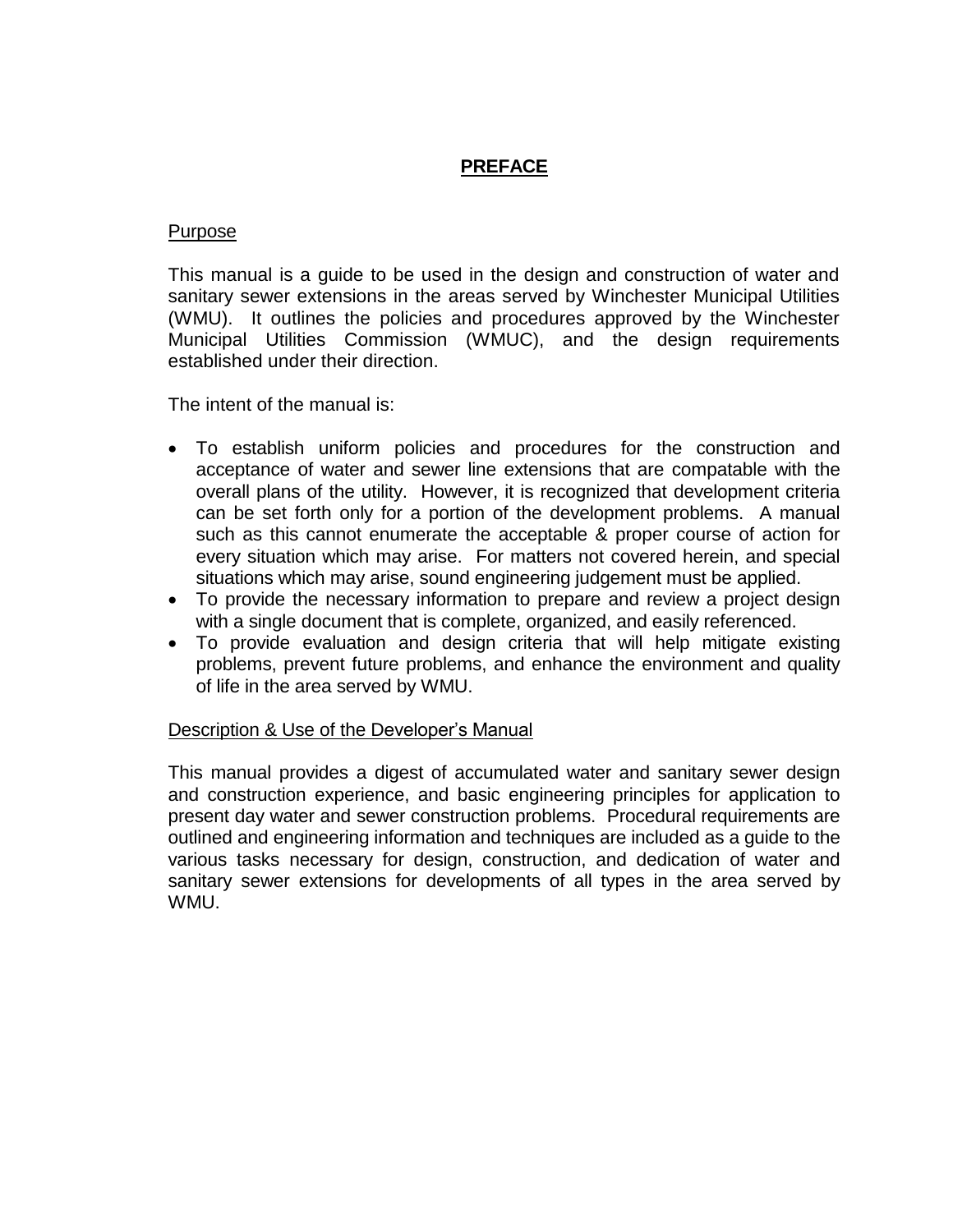# PREFACE

Purpose

This manual is a guide to be used in the design and construction of water and sanitary sewer extensions in the areas served by Winchester Municipal Utilities (WMU). It outlines the policies and procedures approved by the Winchester Municipal Utilities Commission (WMUC), and the design requirements established under their direction.

The intent of the manual is:

- To establish uniform policies and procedures for the construction and acceptance of water and sewer line extensions that are compatable with the overall plans of the utility. However, it is recognized that development criteria can be set forth only for a portion of the development problems. A manual such as this cannot enumerate the acceptable & proper course of action for every situation which may arise. For matters not covered herein, and special situations which may arise, sound engineering judgement must be applied.
- To provide the necessary information to prepare and review a project design with a single document that is complete, organized, and easily referenced.
- To provide evaluation and design criteria that will help mitigate existing problems, prevent future problems, and enhance the environment and quality of life in the area served by WMU.

Description & Use of the Developer's Manual

This manual provides a digest of accumulated water and sanitary sewer design and construction experience, and basic engineering principles for application to present day water and sewer construction problems. Procedural requirements are outlined and engineering information and techniques are included as a guide to the various tasks necessary for design, construction, and dedication of water and sanitary sewer extensions for developments of all types in the area served by WMU.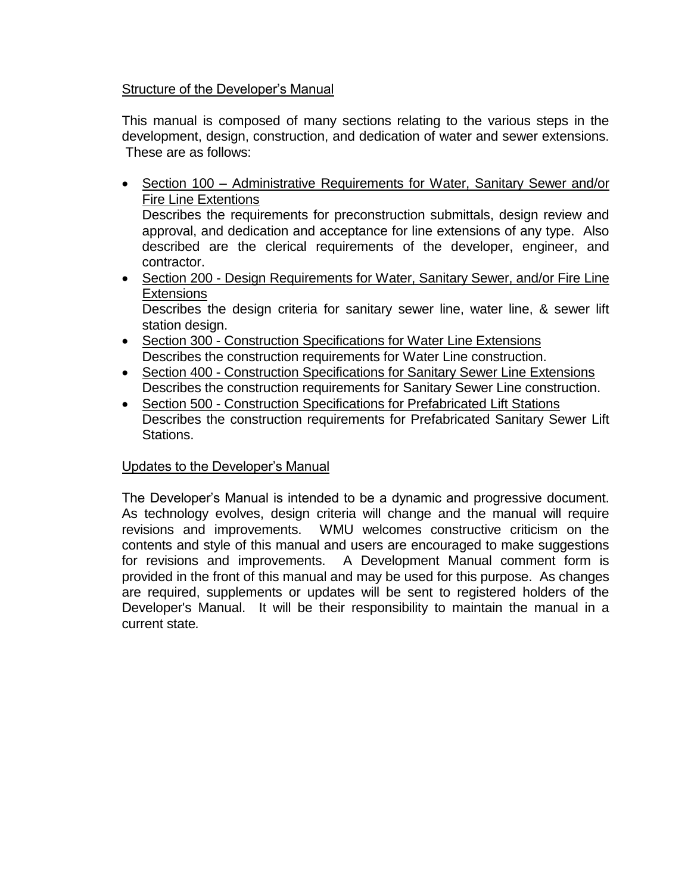## Structure of the Developer's Manual

This manual is composed of many sections relating to the various steps in the development, design, construction, and dedication of water and sewer extensions. These are as follows:

- <u>Section 100 – Administrative Requirements for Water, Sanitary Sewer and/or Fire Line Extentions</u>
  Describes the requirements for preconstruction submittals, design review and approval, and dedication and acceptance for line extensions of any type. Also described are the clerical requirements of the developer, engineer, and contractor.
- <u>Section 200 - Design Requirements for Water, Sanitary Sewer, and/or Fire Line Extensions</u>
  Describes the design criteria for sanitary sewer line, water line, & sewer lift station design.
- <u>Section 300 - Construction Specifications for Water Line Extensions</u>
  Describes the construction requirements for Water Line construction.
- <u>Section 400 - Construction Specifications for Sanitary Sewer Line Extensions</u>
  Describes the construction requirements for Sanitary Sewer Line construction.
- <u>Section 500 - Construction Specifications for Prefabricated Lift Stations</u>
  Describes the construction requirements for Prefabricated Sanitary Sewer Lift Stations.

## Updates to the Developer's Manual

The Developer's Manual is intended to be a dynamic and progressive document. As technology evolves, design criteria will change and the manual will require revisions and improvements. WMU welcomes constructive criticism on the contents and style of this manual and users are encouraged to make suggestions for revisions and improvements. A Development Manual comment form is provided in the front of this manual and may be used for this purpose. As changes are required, supplements or updates will be sent to registered holders of the Developer's Manual. It will be their responsibility to maintain the manual in a current state.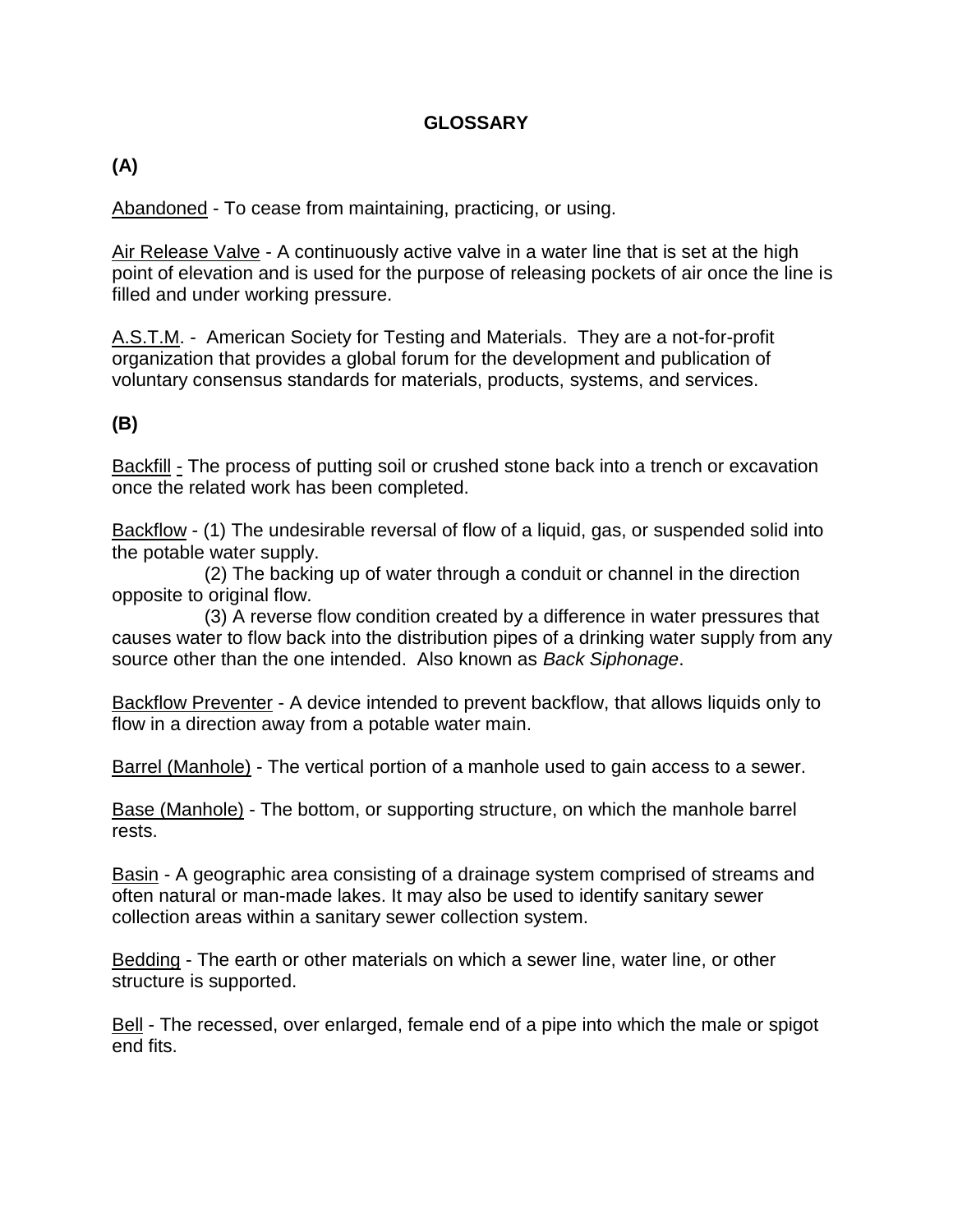# GLOSSARY

## (A)

Abandoned - To cease from maintaining, practicing, or using.

Air Release Valve - A continuously active valve in a water line that is set at the high point of elevation and is used for the purpose of releasing pockets of air once the line is filled and under working pressure.

A.S.T.M. - American Society for Testing and Materials. They are a not-for-profit organization that provides a global forum for the development and publication of voluntary consensus standards for materials, products, systems, and services.

## (B)

Backfill - The process of putting soil or crushed stone back into a trench or excavation once the related work has been completed.

Backflow - (1) The undesirable reversal of flow of a liquid, gas, or suspended solid into the potable water supply.

(2) The backing up of water through a conduit or channel in the direction opposite to original flow.

(3) A reverse flow condition created by a difference in water pressures that causes water to flow back into the distribution pipes of a drinking water supply from any source other than the one intended. Also known as *Back Siphonage*.

Backflow Preventer - A device intended to prevent backflow, that allows liquids only to flow in a direction away from a potable water main.

Barrel (Manhole) - The vertical portion of a manhole used to gain access to a sewer.

Base (Manhole) - The bottom, or supporting structure, on which the manhole barrel rests.

Basin - A geographic area consisting of a drainage system comprised of streams and often natural or man-made lakes. It may also be used to identify sanitary sewer collection areas within a sanitary sewer collection system.

Bedding - The earth or other materials on which a sewer line, water line, or other structure is supported.

Bell - The recessed, over enlarged, female end of a pipe into which the male or spigot end fits.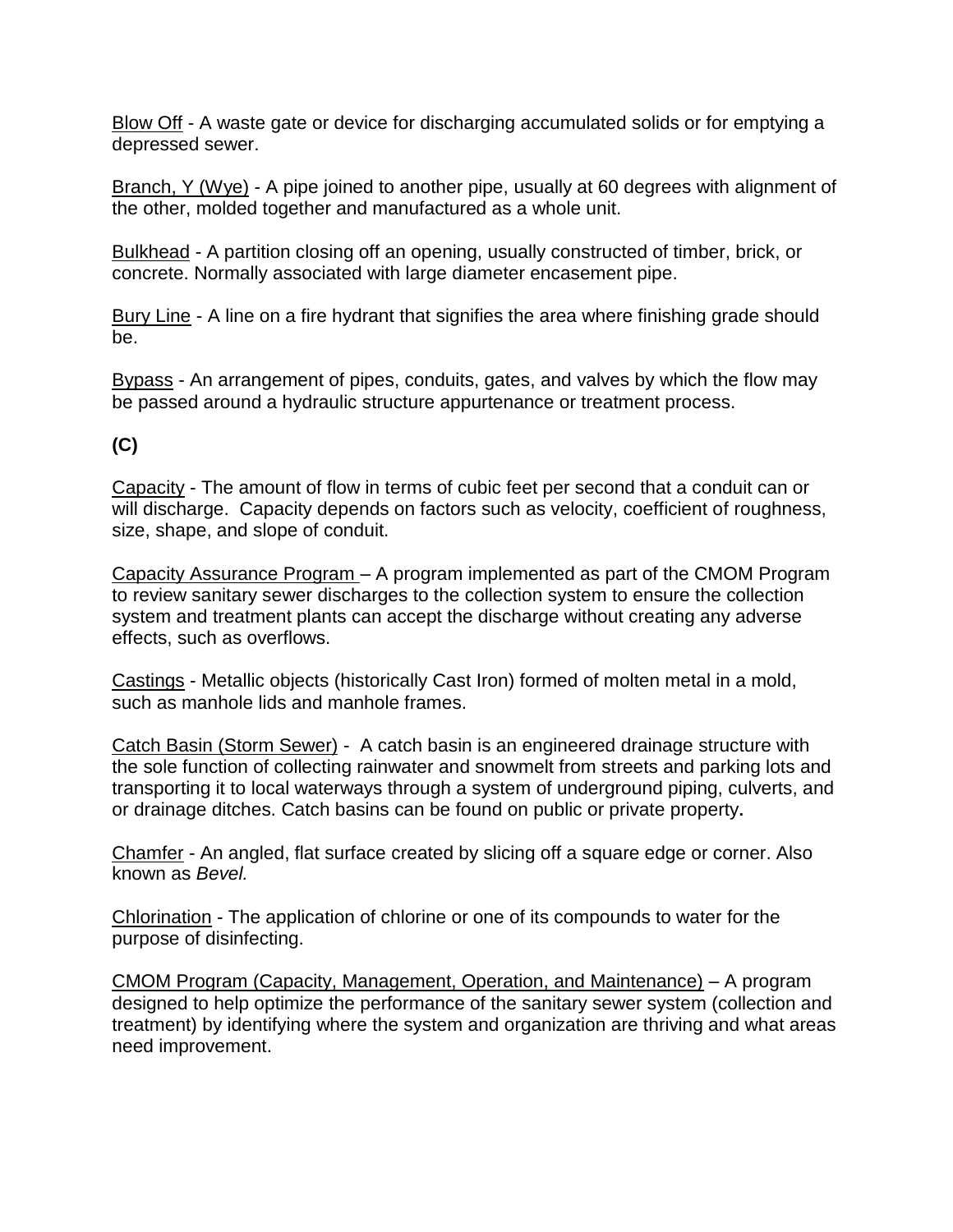Blow Off - A waste gate or device for discharging accumulated solids or for emptying a depressed sewer.

Branch, Y (Wye) - A pipe joined to another pipe, usually at 60 degrees with alignment of the other, molded together and manufactured as a whole unit.

Bulkhead - A partition closing off an opening, usually constructed of timber, brick, or concrete. Normally associated with large diameter encasement pipe.

Bury Line - A line on a fire hydrant that signifies the area where finishing grade should be.

Bypass - An arrangement of pipes, conduits, gates, and valves by which the flow may be passed around a hydraulic structure appurtenance or treatment process.

**(C)**

Capacity - The amount of flow in terms of cubic feet per second that a conduit can or will discharge. Capacity depends on factors such as velocity, coefficient of roughness, size, shape, and slope of conduit.

Capacity Assurance Program – A program implemented as part of the CMOM Program to review sanitary sewer discharges to the collection system to ensure the collection system and treatment plants can accept the discharge without creating any adverse effects, such as overflows.

Castings - Metallic objects (historically Cast Iron) formed of molten metal in a mold, such as manhole lids and manhole frames.

Catch Basin (Storm Sewer) - A catch basin is an engineered drainage structure with the sole function of collecting rainwater and snowmelt from streets and parking lots and transporting it to local waterways through a system of underground piping, culverts, and or drainage ditches. Catch basins can be found on public or private property**.**

Chamfer - An angled, flat surface created by slicing off a square edge or corner. Also known as *Bevel.*

Chlorination - The application of chlorine or one of its compounds to water for the purpose of disinfecting.

CMOM Program (Capacity, Management, Operation, and Maintenance) – A program designed to help optimize the performance of the sanitary sewer system (collection and treatment) by identifying where the system and organization are thriving and what areas need improvement.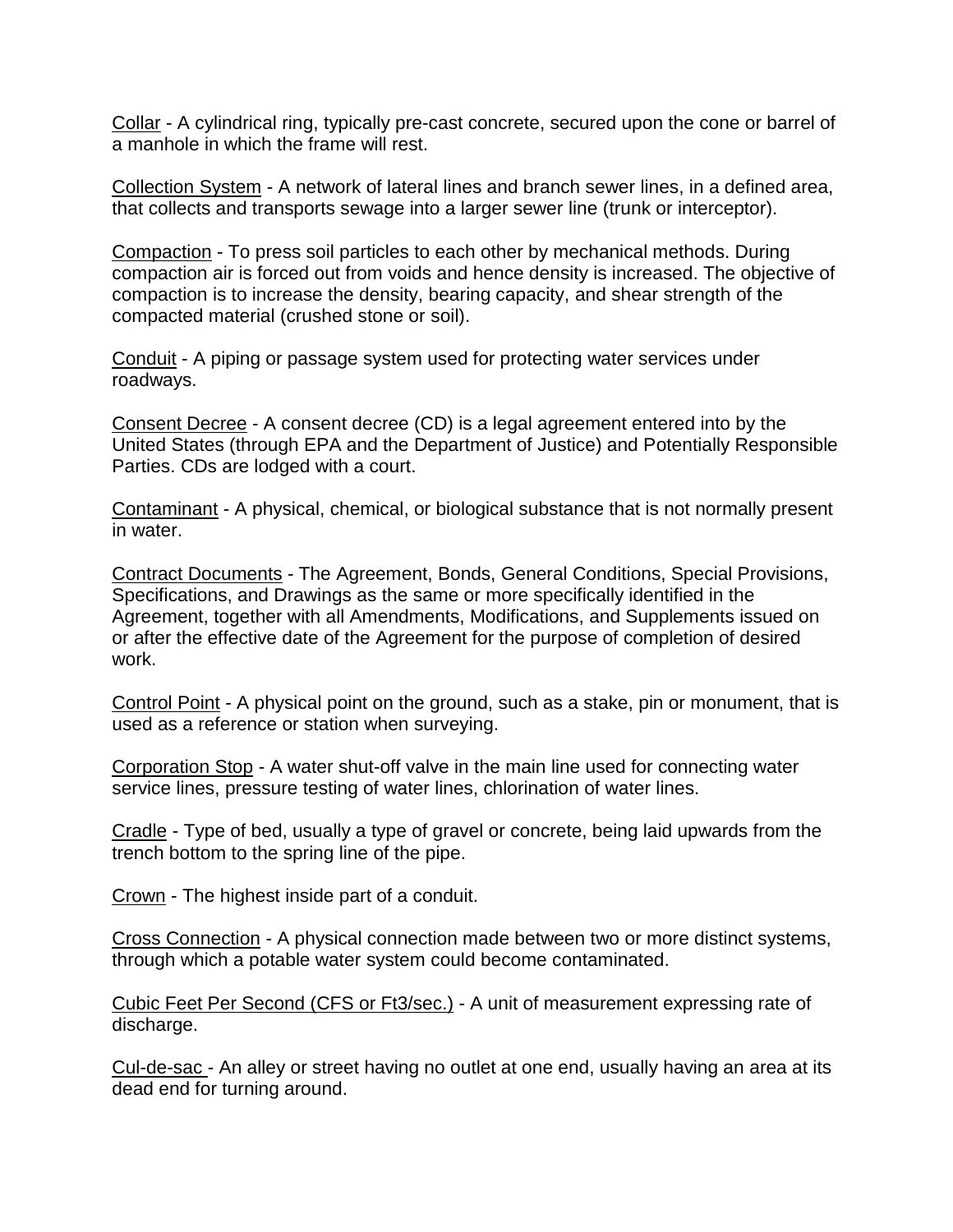Collar - A cylindrical ring, typically pre-cast concrete, secured upon the cone or barrel of a manhole in which the frame will rest.

Collection System - A network of lateral lines and branch sewer lines, in a defined area, that collects and transports sewage into a larger sewer line (trunk or interceptor).

Compaction - To press soil particles to each other by mechanical methods. During compaction air is forced out from voids and hence density is increased. The objective of compaction is to increase the density, bearing capacity, and shear strength of the compacted material (crushed stone or soil).

Conduit - A piping or passage system used for protecting water services under roadways.

Consent Decree - A consent decree (CD) is a legal agreement entered into by the United States (through EPA and the Department of Justice) and Potentially Responsible Parties. CDs are lodged with a court.

Contaminant - A physical, chemical, or biological substance that is not normally present in water.

Contract Documents - The Agreement, Bonds, General Conditions, Special Provisions, Specifications, and Drawings as the same or more specifically identified in the Agreement, together with all Amendments, Modifications, and Supplements issued on or after the effective date of the Agreement for the purpose of completion of desired work.

Control Point - A physical point on the ground, such as a stake, pin or monument, that is used as a reference or station when surveying.

Corporation Stop - A water shut-off valve in the main line used for connecting water service lines, pressure testing of water lines, chlorination of water lines.

Cradle - Type of bed, usually a type of gravel or concrete, being laid upwards from the trench bottom to the spring line of the pipe.

Crown - The highest inside part of a conduit.

Cross Connection - A physical connection made between two or more distinct systems, through which a potable water system could become contaminated.

Cubic Feet Per Second (CFS or Ft3/sec.) - A unit of measurement expressing rate of discharge.

Cul-de-sac - An alley or street having no outlet at one end, usually having an area at its dead end for turning around.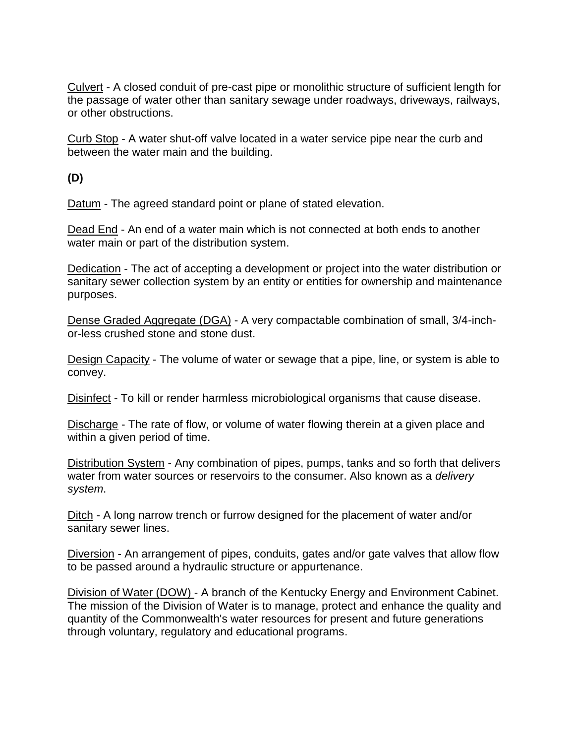Culvert - A closed conduit of pre-cast pipe or monolithic structure of sufficient length for the passage of water other than sanitary sewage under roadways, driveways, railways, or other obstructions.

Curb Stop - A water shut-off valve located in a water service pipe near the curb and between the water main and the building.

**(D)**

Datum - The agreed standard point or plane of stated elevation.

Dead End - An end of a water main which is not connected at both ends to another water main or part of the distribution system.

Dedication - The act of accepting a development or project into the water distribution or sanitary sewer collection system by an entity or entities for ownership and maintenance purposes.

Dense Graded Aggregate (DGA) - A very compactable combination of small, 3/4-inch-or-less crushed stone and stone dust.

Design Capacity - The volume of water or sewage that a pipe, line, or system is able to convey.

Disinfect - To kill or render harmless microbiological organisms that cause disease.

Discharge - The rate of flow, or volume of water flowing therein at a given place and within a given period of time.

Distribution System - Any combination of pipes, pumps, tanks and so forth that delivers water from water sources or reservoirs to the consumer. Also known as a *delivery system*.

Ditch - A long narrow trench or furrow designed for the placement of water and/or sanitary sewer lines.

Diversion - An arrangement of pipes, conduits, gates and/or gate valves that allow flow to be passed around a hydraulic structure or appurtenance.

Division of Water (DOW) - A branch of the Kentucky Energy and Environment Cabinet. The mission of the Division of Water is to manage, protect and enhance the quality and quantity of the Commonwealth's water resources for present and future generations through voluntary, regulatory and educational programs.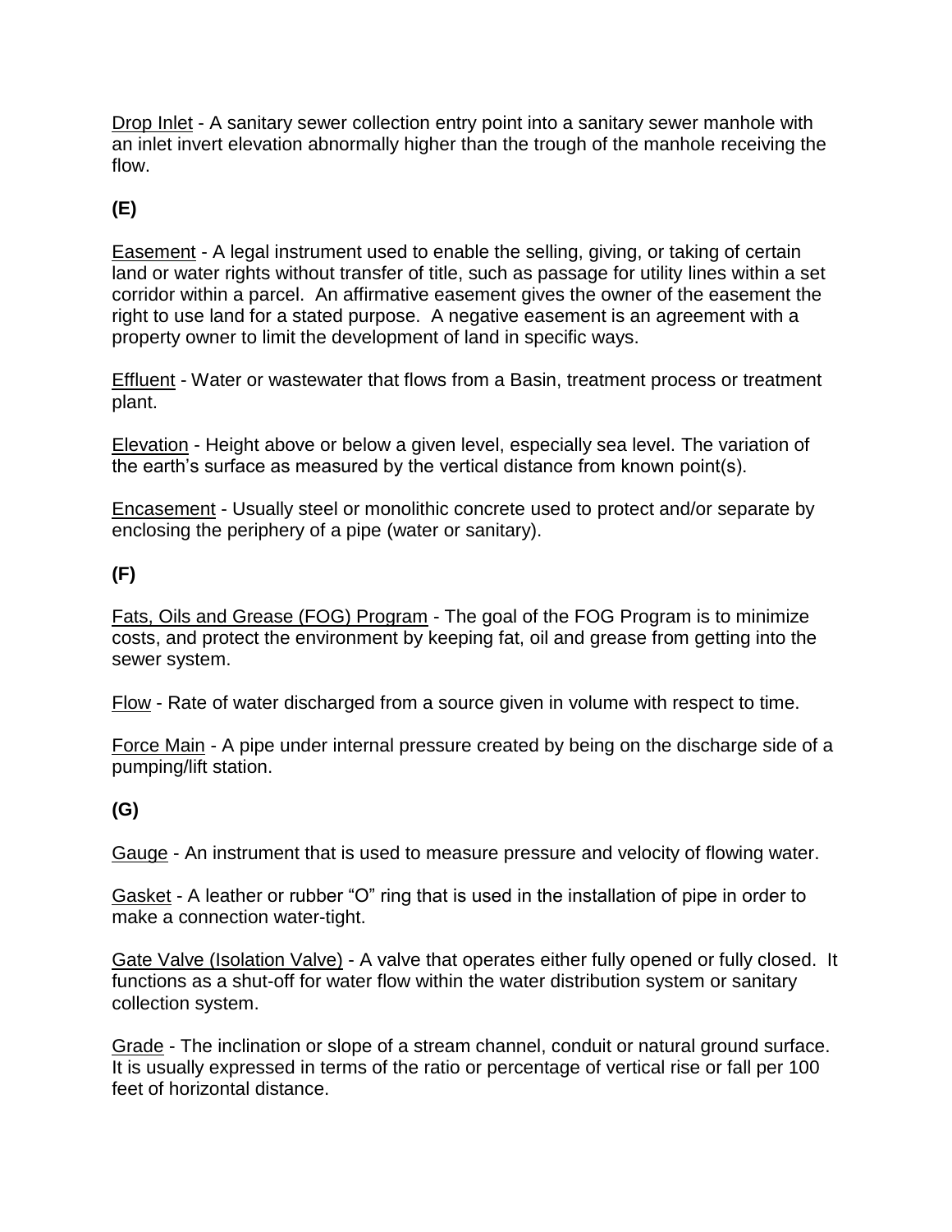Drop Inlet - A sanitary sewer collection entry point into a sanitary sewer manhole with an inlet invert elevation abnormally higher than the trough of the manhole receiving the flow.

**(E)**

Easement - A legal instrument used to enable the selling, giving, or taking of certain land or water rights without transfer of title, such as passage for utility lines within a set corridor within a parcel. An affirmative easement gives the owner of the easement the right to use land for a stated purpose. A negative easement is an agreement with a property owner to limit the development of land in specific ways.

Effluent - Water or wastewater that flows from a Basin, treatment process or treatment plant.

Elevation - Height above or below a given level, especially sea level. The variation of the earth's surface as measured by the vertical distance from known point(s).

Encasement - Usually steel or monolithic concrete used to protect and/or separate by enclosing the periphery of a pipe (water or sanitary).

**(F)**

Fats, Oils and Grease (FOG) Program - The goal of the FOG Program is to minimize costs, and protect the environment by keeping fat, oil and grease from getting into the sewer system.

Flow - Rate of water discharged from a source given in volume with respect to time.

Force Main - A pipe under internal pressure created by being on the discharge side of a pumping/lift station.

**(G)**

Gauge - An instrument that is used to measure pressure and velocity of flowing water.

Gasket - A leather or rubber "O" ring that is used in the installation of pipe in order to make a connection water-tight.

Gate Valve (Isolation Valve) - A valve that operates either fully opened or fully closed. It functions as a shut-off for water flow within the water distribution system or sanitary collection system.

Grade - The inclination or slope of a stream channel, conduit or natural ground surface. It is usually expressed in terms of the ratio or percentage of vertical rise or fall per 100 feet of horizontal distance.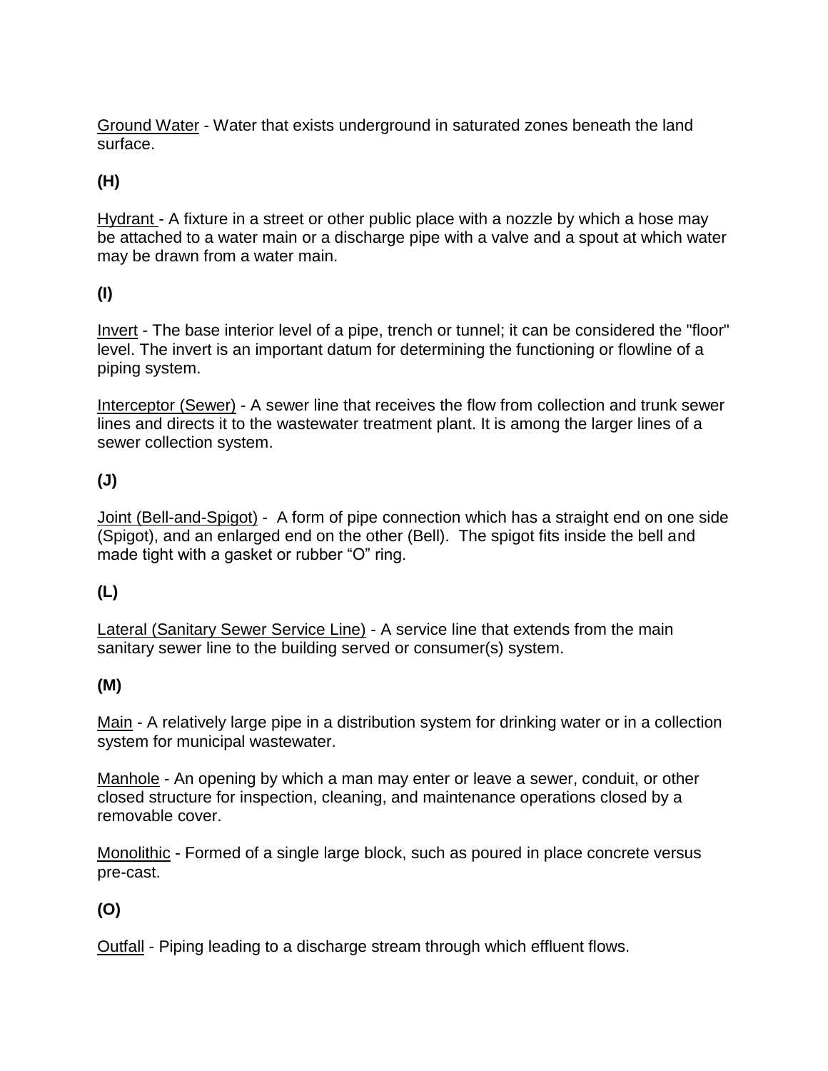Ground Water - Water that exists underground in saturated zones beneath the land surface.

**(H)**

Hydrant - A fixture in a street or other public place with a nozzle by which a hose may be attached to a water main or a discharge pipe with a valve and a spout at which water may be drawn from a water main.

**(I)**

Invert - The base interior level of a pipe, trench or tunnel; it can be considered the "floor" level. The invert is an important datum for determining the functioning or flowline of a piping system.

Interceptor (Sewer) - A sewer line that receives the flow from collection and trunk sewer lines and directs it to the wastewater treatment plant. It is among the larger lines of a sewer collection system.

**(J)**

Joint (Bell-and-Spigot) - A form of pipe connection which has a straight end on one side (Spigot), and an enlarged end on the other (Bell). The spigot fits inside the bell and made tight with a gasket or rubber "O" ring.

**(L)**

Lateral (Sanitary Sewer Service Line) - A service line that extends from the main sanitary sewer line to the building served or consumer(s) system.

**(M)**

Main - A relatively large pipe in a distribution system for drinking water or in a collection system for municipal wastewater.

Manhole - An opening by which a man may enter or leave a sewer, conduit, or other closed structure for inspection, cleaning, and maintenance operations closed by a removable cover.

Monolithic - Formed of a single large block, such as poured in place concrete versus pre-cast.

**(O)**

Outfall - Piping leading to a discharge stream through which effluent flows.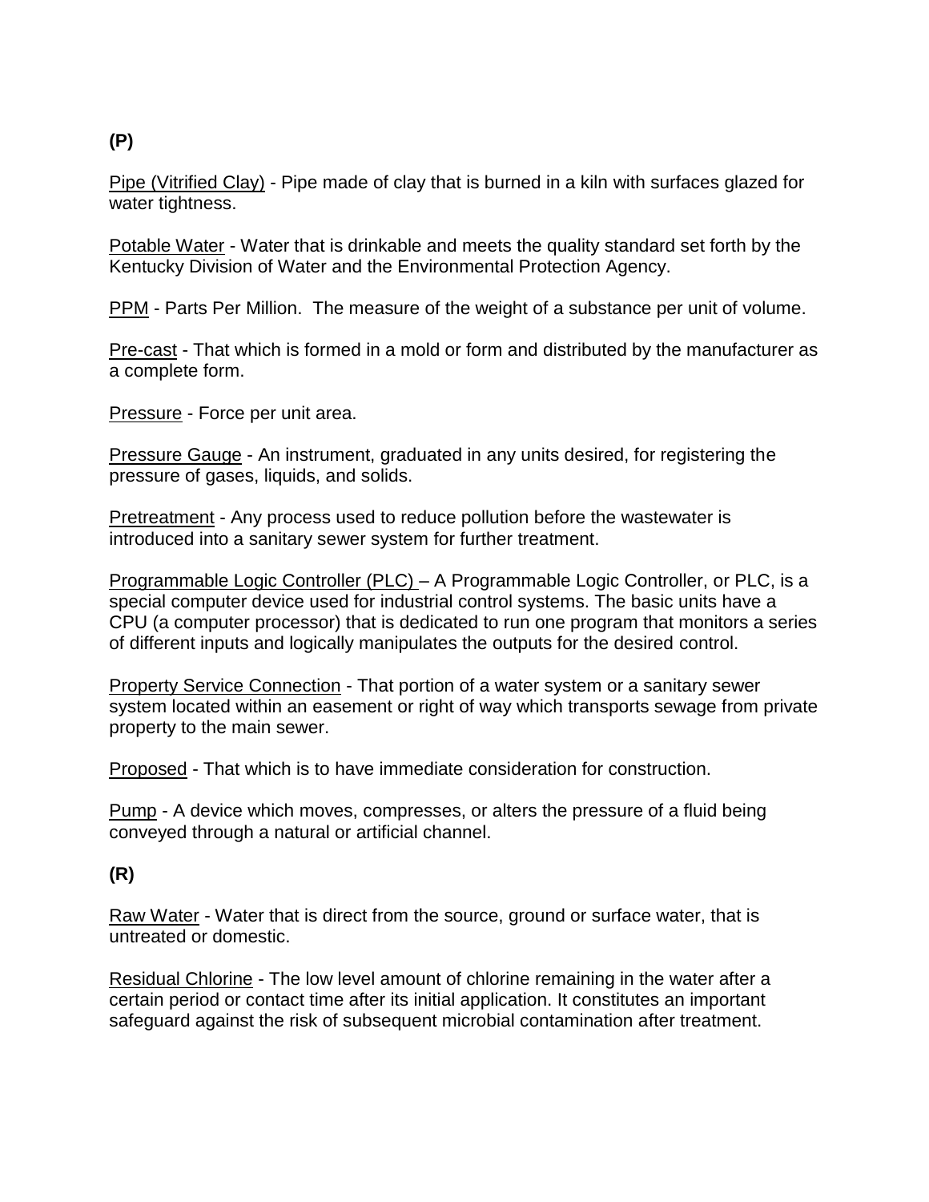**(P)**

Pipe (Vitrified Clay) - Pipe made of clay that is burned in a kiln with surfaces glazed for water tightness.

Potable Water - Water that is drinkable and meets the quality standard set forth by the Kentucky Division of Water and the Environmental Protection Agency.

PPM - Parts Per Million. The measure of the weight of a substance per unit of volume.

Pre-cast - That which is formed in a mold or form and distributed by the manufacturer as a complete form.

Pressure - Force per unit area.

Pressure Gauge - An instrument, graduated in any units desired, for registering the pressure of gases, liquids, and solids.

Pretreatment - Any process used to reduce pollution before the wastewater is introduced into a sanitary sewer system for further treatment.

Programmable Logic Controller (PLC) – A Programmable Logic Controller, or PLC, is a special computer device used for industrial control systems. The basic units have a CPU (a computer processor) that is dedicated to run one program that monitors a series of different inputs and logically manipulates the outputs for the desired control.

Property Service Connection - That portion of a water system or a sanitary sewer system located within an easement or right of way which transports sewage from private property to the main sewer.

Proposed - That which is to have immediate consideration for construction.

Pump - A device which moves, compresses, or alters the pressure of a fluid being conveyed through a natural or artificial channel.

**(R)**

Raw Water - Water that is direct from the source, ground or surface water, that is untreated or domestic.

Residual Chlorine - The low level amount of chlorine remaining in the water after a certain period or contact time after its initial application. It constitutes an important safeguard against the risk of subsequent microbial contamination after treatment.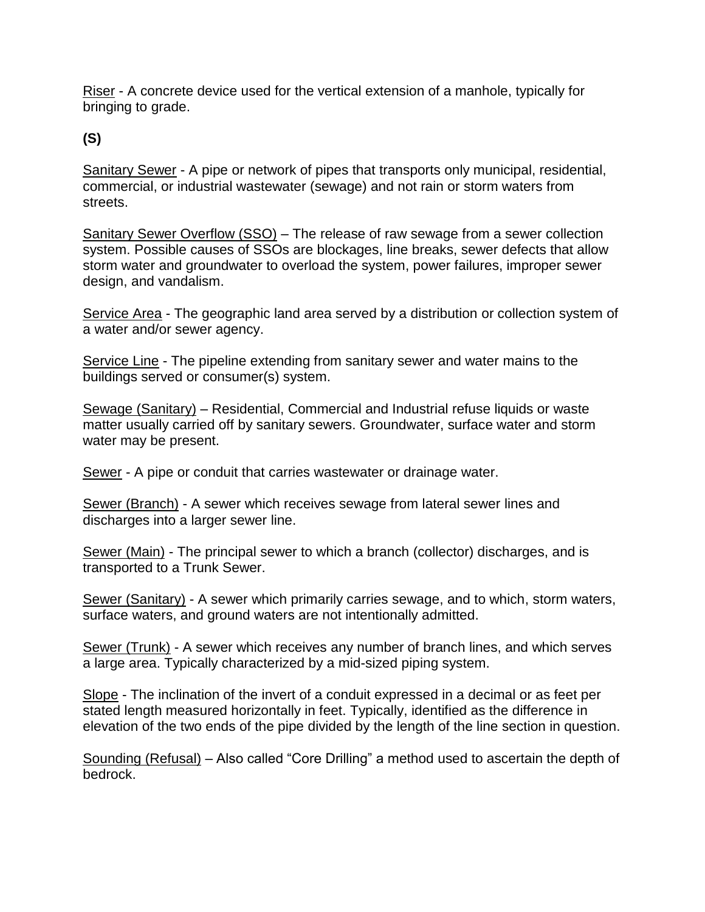Riser - A concrete device used for the vertical extension of a manhole, typically for bringing to grade.

**(S)**

Sanitary Sewer - A pipe or network of pipes that transports only municipal, residential, commercial, or industrial wastewater (sewage) and not rain or storm waters from streets.

Sanitary Sewer Overflow (SSO) – The release of raw sewage from a sewer collection system. Possible causes of SSOs are blockages, line breaks, sewer defects that allow storm water and groundwater to overload the system, power failures, improper sewer design, and vandalism.

Service Area - The geographic land area served by a distribution or collection system of a water and/or sewer agency.

Service Line - The pipeline extending from sanitary sewer and water mains to the buildings served or consumer(s) system.

Sewage (Sanitary) – Residential, Commercial and Industrial refuse liquids or waste matter usually carried off by sanitary sewers. Groundwater, surface water and storm water may be present.

Sewer - A pipe or conduit that carries wastewater or drainage water.

Sewer (Branch) - A sewer which receives sewage from lateral sewer lines and discharges into a larger sewer line.

Sewer (Main) - The principal sewer to which a branch (collector) discharges, and is transported to a Trunk Sewer.

Sewer (Sanitary) - A sewer which primarily carries sewage, and to which, storm waters, surface waters, and ground waters are not intentionally admitted.

Sewer (Trunk) - A sewer which receives any number of branch lines, and which serves a large area. Typically characterized by a mid-sized piping system.

Slope - The inclination of the invert of a conduit expressed in a decimal or as feet per stated length measured horizontally in feet. Typically, identified as the difference in elevation of the two ends of the pipe divided by the length of the line section in question.

Sounding (Refusal) – Also called "Core Drilling" a method used to ascertain the depth of bedrock.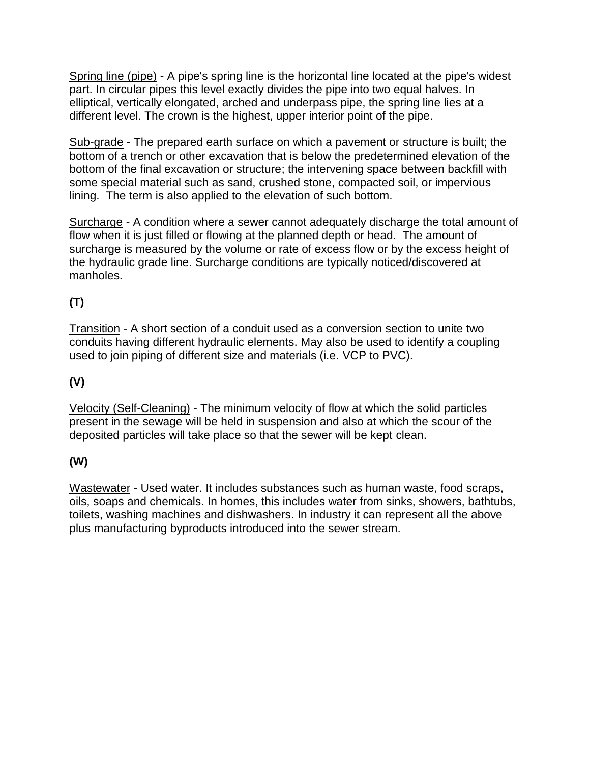Spring line (pipe) - A pipe's spring line is the horizontal line located at the pipe's widest part. In circular pipes this level exactly divides the pipe into two equal halves. In elliptical, vertically elongated, arched and underpass pipe, the spring line lies at a different level. The crown is the highest, upper interior point of the pipe.

Sub-grade - The prepared earth surface on which a pavement or structure is built; the bottom of a trench or other excavation that is below the predetermined elevation of the bottom of the final excavation or structure; the intervening space between backfill with some special material such as sand, crushed stone, compacted soil, or impervious lining. The term is also applied to the elevation of such bottom.

Surcharge - A condition where a sewer cannot adequately discharge the total amount of flow when it is just filled or flowing at the planned depth or head. The amount of surcharge is measured by the volume or rate of excess flow or by the excess height of the hydraulic grade line. Surcharge conditions are typically noticed/discovered at manholes.

**(T)**

Transition - A short section of a conduit used as a conversion section to unite two conduits having different hydraulic elements. May also be used to identify a coupling used to join piping of different size and materials (i.e. VCP to PVC).

**(V)**

Velocity (Self-Cleaning) - The minimum velocity of flow at which the solid particles present in the sewage will be held in suspension and also at which the scour of the deposited particles will take place so that the sewer will be kept clean.

**(W)**

Wastewater - Used water. It includes substances such as human waste, food scraps, oils, soaps and chemicals. In homes, this includes water from sinks, showers, bathtubs, toilets, washing machines and dishwashers. In industry it can represent all the above plus manufacturing byproducts introduced into the sewer stream.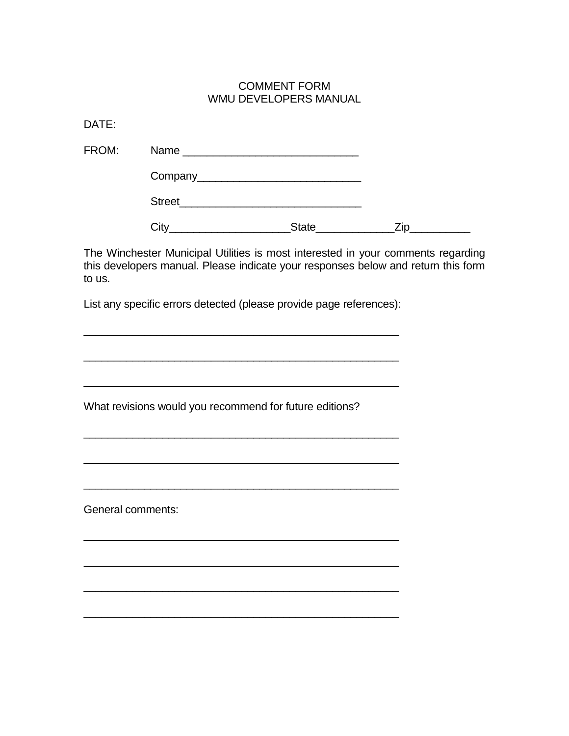COMMENT FORM
WMU DEVELOPERS MANUAL

DATE:

FROM: Name ____________________________

Company__________________________

Street_____________________________

City___________________State____________Zip__________

The Winchester Municipal Utilities is most interested in your comments regarding this developers manual. Please indicate your responses below and return this form to us.

List any specific errors detected (please provide page references):

__________________________________________________

__________________________________________________

__________________________________________________

What revisions would you recommend for future editions?

__________________________________________________

__________________________________________________

__________________________________________________

General comments:

__________________________________________________

__________________________________________________

__________________________________________________

__________________________________________________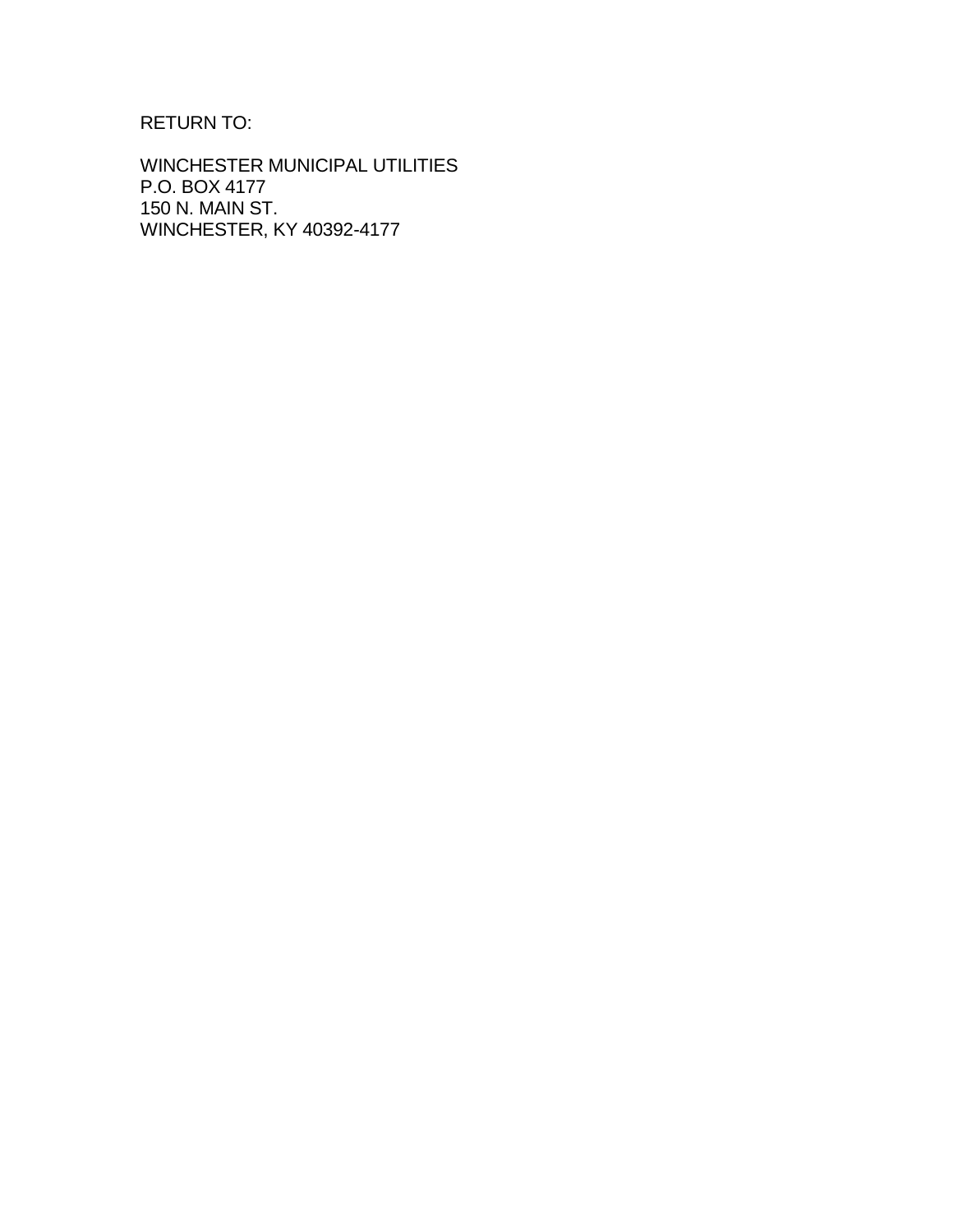RETURN TO:

WINCHESTER MUNICIPAL UTILITIES
P.O. BOX 4177
150 N. MAIN ST.
WINCHESTER, KY 40392-4177